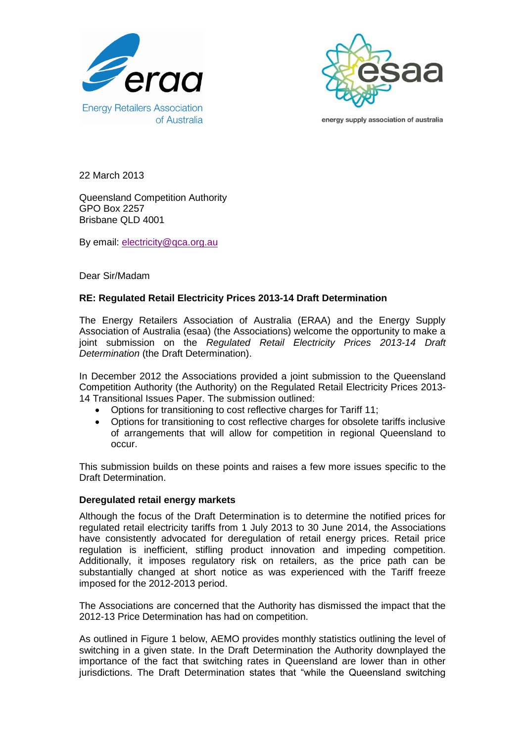Energy Retailers Association of Australia

energy supply association of australia

22 March 2013

Queensland Competition Authority
GPO Box 2257
Brisbane QLD 4001

By email: electricity@qca.org.au

Dear Sir/Madam

**RE: Regulated Retail Electricity Prices 2013-14 Draft Determination**

The Energy Retailers Association of Australia (ERAA) and the Energy Supply Association of Australia (esaa) (the Associations) welcome the opportunity to make a joint submission on the *Regulated Retail Electricity Prices 2013-14 Draft Determination* (the Draft Determination).

In December 2012 the Associations provided a joint submission to the Queensland Competition Authority (the Authority) on the Regulated Retail Electricity Prices 2013-14 Transitional Issues Paper. The submission outlined:

- Options for transitioning to cost reflective charges for Tariff 11;
- Options for transitioning to cost reflective charges for obsolete tariffs inclusive of arrangements that will allow for competition in regional Queensland to occur.

This submission builds on these points and raises a few more issues specific to the Draft Determination.

**Deregulated retail energy markets**

Although the focus of the Draft Determination is to determine the notified prices for regulated retail electricity tariffs from 1 July 2013 to 30 June 2014, the Associations have consistently advocated for deregulation of retail energy prices. Retail price regulation is inefficient, stifling product innovation and impeding competition. Additionally, it imposes regulatory risk on retailers, as the price path can be substantially changed at short notice as was experienced with the Tariff freeze imposed for the 2012-2013 period.

The Associations are concerned that the Authority has dismissed the impact that the 2012-13 Price Determination has had on competition.

As outlined in Figure 1 below, AEMO provides monthly statistics outlining the level of switching in a given state. In the Draft Determination the Authority downplayed the importance of the fact that switching rates in Queensland are lower than in other jurisdictions. The Draft Determination states that "while the Queensland switching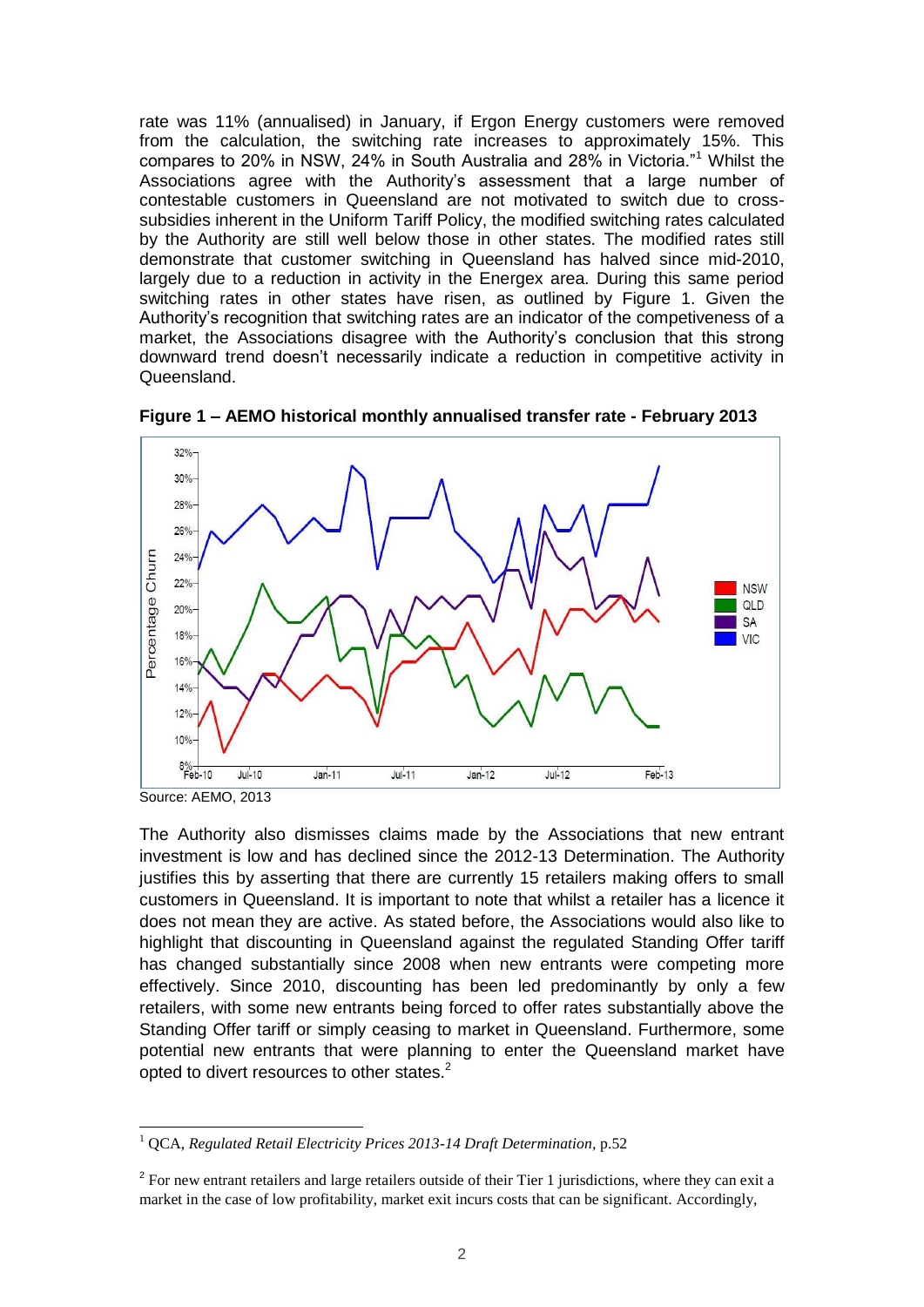rate was 11% (annualised) in January, if Ergon Energy customers were removed from the calculation, the switching rate increases to approximately 15%. This compares to 20% in NSW, 24% in South Australia and 28% in Victoria."[1] Whilst the Associations agree with the Authority's assessment that a large number of contestable customers in Queensland are not motivated to switch due to cross-subsidies inherent in the Uniform Tariff Policy, the modified switching rates calculated by the Authority are still well below those in other states. The modified rates still demonstrate that customer switching in Queensland has halved since mid-2010, largely due to a reduction in activity in the Energex area. During this same period switching rates in other states have risen, as outlined by Figure 1. Given the Authority's recognition that switching rates are an indicator of the competiveness of a market, the Associations disagree with the Authority's conclusion that this strong downward trend doesn't necessarily indicate a reduction in competitive activity in Queensland.

**Figure 1 – AEMO historical monthly annualised transfer rate - February 2013**

Source: AEMO, 2013

The Authority also dismisses claims made by the Associations that new entrant investment is low and has declined since the 2012-13 Determination. The Authority justifies this by asserting that there are currently 15 retailers making offers to small customers in Queensland. It is important to note that whilst a retailer has a licence it does not mean they are active. As stated before, the Associations would also like to highlight that discounting in Queensland against the regulated Standing Offer tariff has changed substantially since 2008 when new entrants were competing more effectively. Since 2010, discounting has been led predominantly by only a few retailers, with some new entrants being forced to offer rates substantially above the Standing Offer tariff or simply ceasing to market in Queensland. Furthermore, some potential new entrants that were planning to enter the Queensland market have opted to divert resources to other states.[2]

[1] QCA, *Regulated Retail Electricity Prices 2013-14 Draft Determination*, p.52

[2] For new entrant retailers and large retailers outside of their Tier 1 jurisdictions, where they can exit a market in the case of low profitability, market exit incurs costs that can be significant. Accordingly,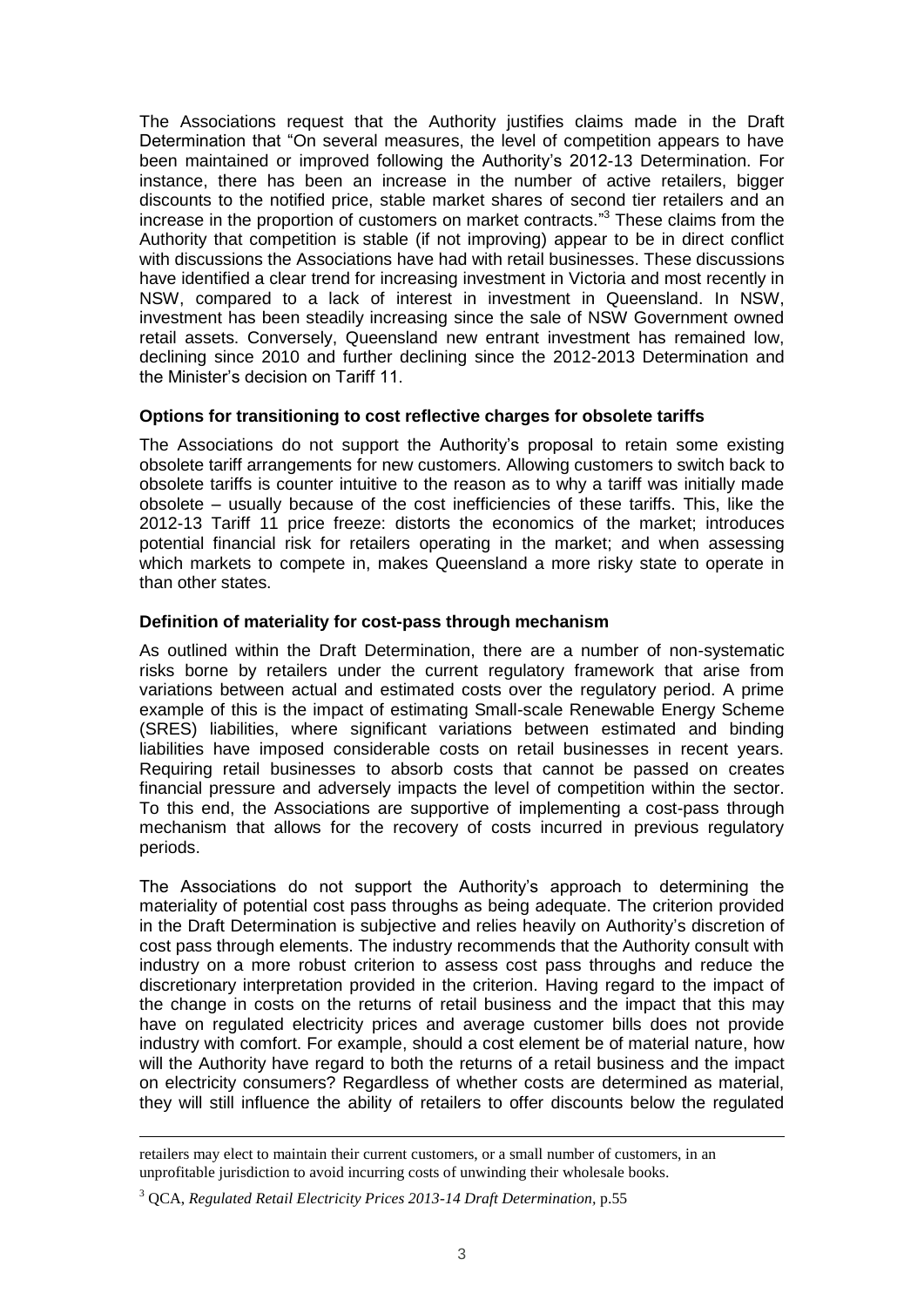The Associations request that the Authority justifies claims made in the Draft Determination that "On several measures, the level of competition appears to have been maintained or improved following the Authority's 2012-13 Determination. For instance, there has been an increase in the number of active retailers, bigger discounts to the notified price, stable market shares of second tier retailers and an increase in the proportion of customers on market contracts."[3] These claims from the Authority that competition is stable (if not improving) appear to be in direct conflict with discussions the Associations have had with retail businesses. These discussions have identified a clear trend for increasing investment in Victoria and most recently in NSW, compared to a lack of interest in investment in Queensland. In NSW, investment has been steadily increasing since the sale of NSW Government owned retail assets. Conversely, Queensland new entrant investment has remained low, declining since 2010 and further declining since the 2012-2013 Determination and the Minister's decision on Tariff 11.

**Options for transitioning to cost reflective charges for obsolete tariffs**

The Associations do not support the Authority's proposal to retain some existing obsolete tariff arrangements for new customers. Allowing customers to switch back to obsolete tariffs is counter intuitive to the reason as to why a tariff was initially made obsolete – usually because of the cost inefficiencies of these tariffs. This, like the 2012-13 Tariff 11 price freeze: distorts the economics of the market; introduces potential financial risk for retailers operating in the market; and when assessing which markets to compete in, makes Queensland a more risky state to operate in than other states.

**Definition of materiality for cost-pass through mechanism**

As outlined within the Draft Determination, there are a number of non-systematic risks borne by retailers under the current regulatory framework that arise from variations between actual and estimated costs over the regulatory period. A prime example of this is the impact of estimating Small-scale Renewable Energy Scheme (SRES) liabilities, where significant variations between estimated and binding liabilities have imposed considerable costs on retail businesses in recent years. Requiring retail businesses to absorb costs that cannot be passed on creates financial pressure and adversely impacts the level of competition within the sector. To this end, the Associations are supportive of implementing a cost-pass through mechanism that allows for the recovery of costs incurred in previous regulatory periods.

The Associations do not support the Authority's approach to determining the materiality of potential cost pass throughs as being adequate. The criterion provided in the Draft Determination is subjective and relies heavily on Authority's discretion of cost pass through elements. The industry recommends that the Authority consult with industry on a more robust criterion to assess cost pass throughs and reduce the discretionary interpretation provided in the criterion. Having regard to the impact of the change in costs on the returns of retail business and the impact that this may have on regulated electricity prices and average customer bills does not provide industry with comfort. For example, should a cost element be of material nature, how will the Authority have regard to both the returns of a retail business and the impact on electricity consumers? Regardless of whether costs are determined as material, they will still influence the ability of retailers to offer discounts below the regulated

---

retailers may elect to maintain their current customers, or a small number of customers, in an unprofitable jurisdiction to avoid incurring costs of unwinding their wholesale books.

[3] QCA, *Regulated Retail Electricity Prices 2013-14 Draft Determination*, p.55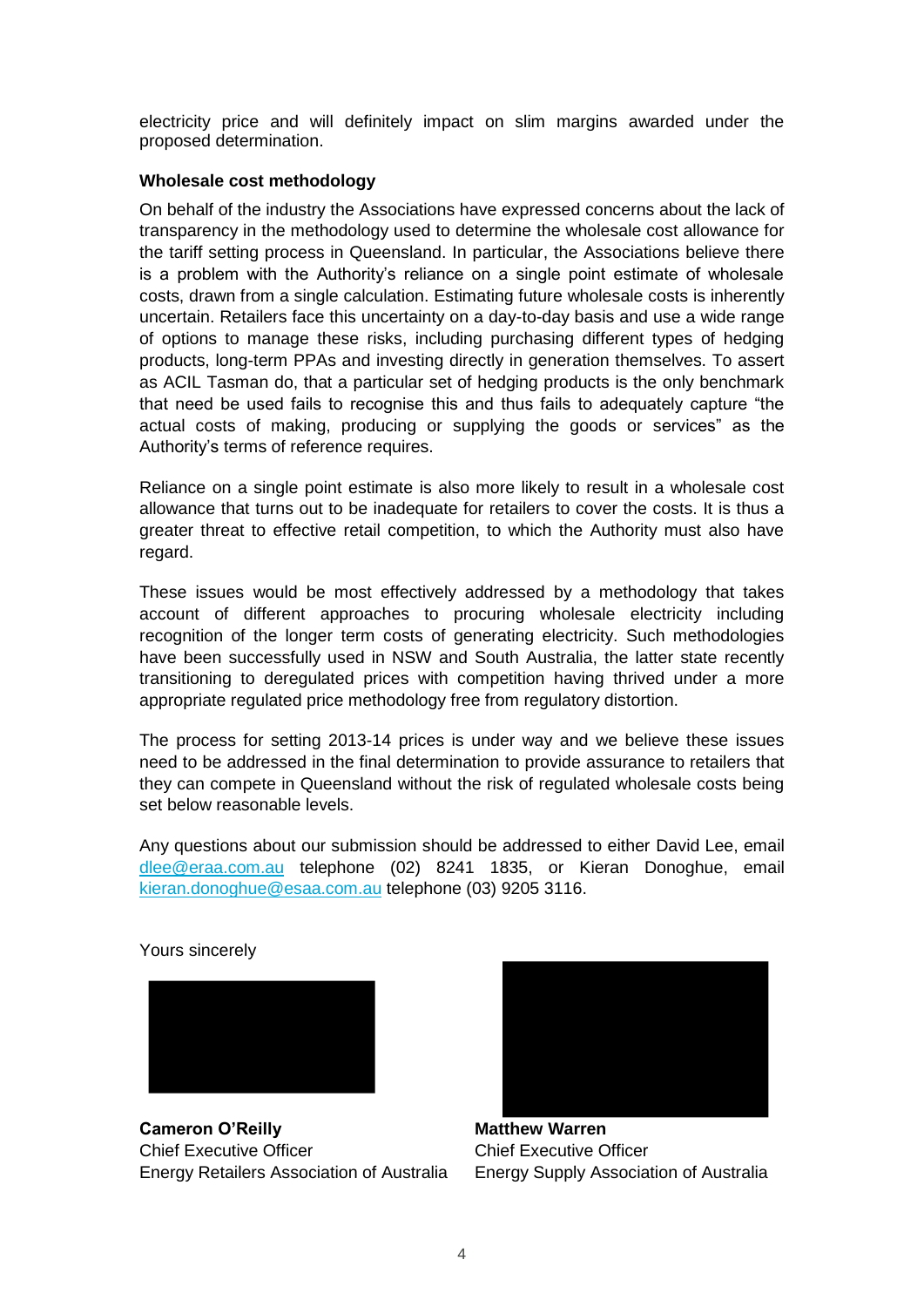electricity price and will definitely impact on slim margins awarded under the proposed determination.

**Wholesale cost methodology**

On behalf of the industry the Associations have expressed concerns about the lack of transparency in the methodology used to determine the wholesale cost allowance for the tariff setting process in Queensland. In particular, the Associations believe there is a problem with the Authority's reliance on a single point estimate of wholesale costs, drawn from a single calculation. Estimating future wholesale costs is inherently uncertain. Retailers face this uncertainty on a day-to-day basis and use a wide range of options to manage these risks, including purchasing different types of hedging products, long-term PPAs and investing directly in generation themselves. To assert as ACIL Tasman do, that a particular set of hedging products is the only benchmark that need be used fails to recognise this and thus fails to adequately capture "the actual costs of making, producing or supplying the goods or services" as the Authority's terms of reference requires.

Reliance on a single point estimate is also more likely to result in a wholesale cost allowance that turns out to be inadequate for retailers to cover the costs. It is thus a greater threat to effective retail competition, to which the Authority must also have regard.

These issues would be most effectively addressed by a methodology that takes account of different approaches to procuring wholesale electricity including recognition of the longer term costs of generating electricity. Such methodologies have been successfully used in NSW and South Australia, the latter state recently transitioning to deregulated prices with competition having thrived under a more appropriate regulated price methodology free from regulatory distortion.

The process for setting 2013-14 prices is under way and we believe these issues need to be addressed in the final determination to provide assurance to retailers that they can compete in Queensland without the risk of regulated wholesale costs being set below reasonable levels.

Any questions about our submission should be addressed to either David Lee, email dlee@eraa.com.au telephone (02) 8241 1835, or Kieran Donoghue, email kieran.donoghue@esaa.com.au telephone (03) 9205 3116.

Yours sincerely

**Cameron O'Reilly**
Chief Executive Officer
Energy Retailers Association of Australia

**Matthew Warren**
Chief Executive Officer
Energy Supply Association of Australia